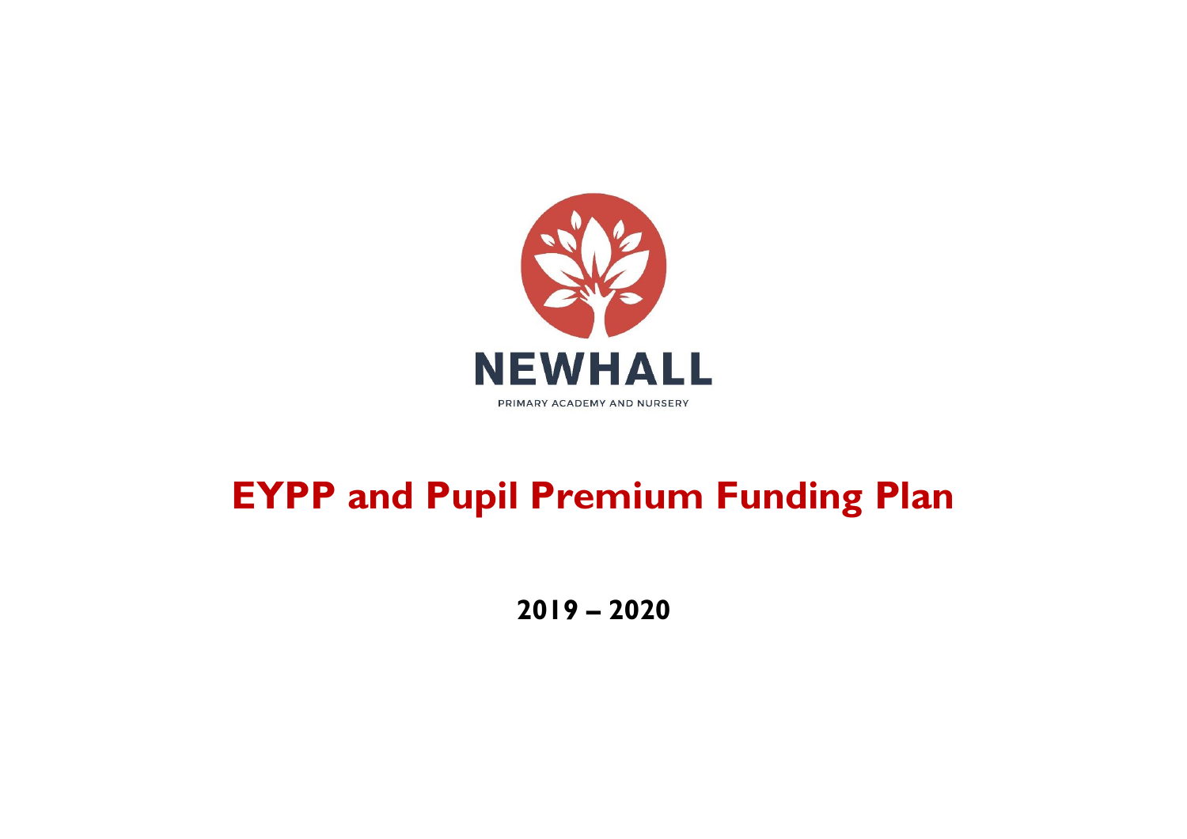NEWHALL

PRIMARY ACADEMY AND NURSERY

# EYPP and Pupil Premium Funding Plan

## 2019 – 2020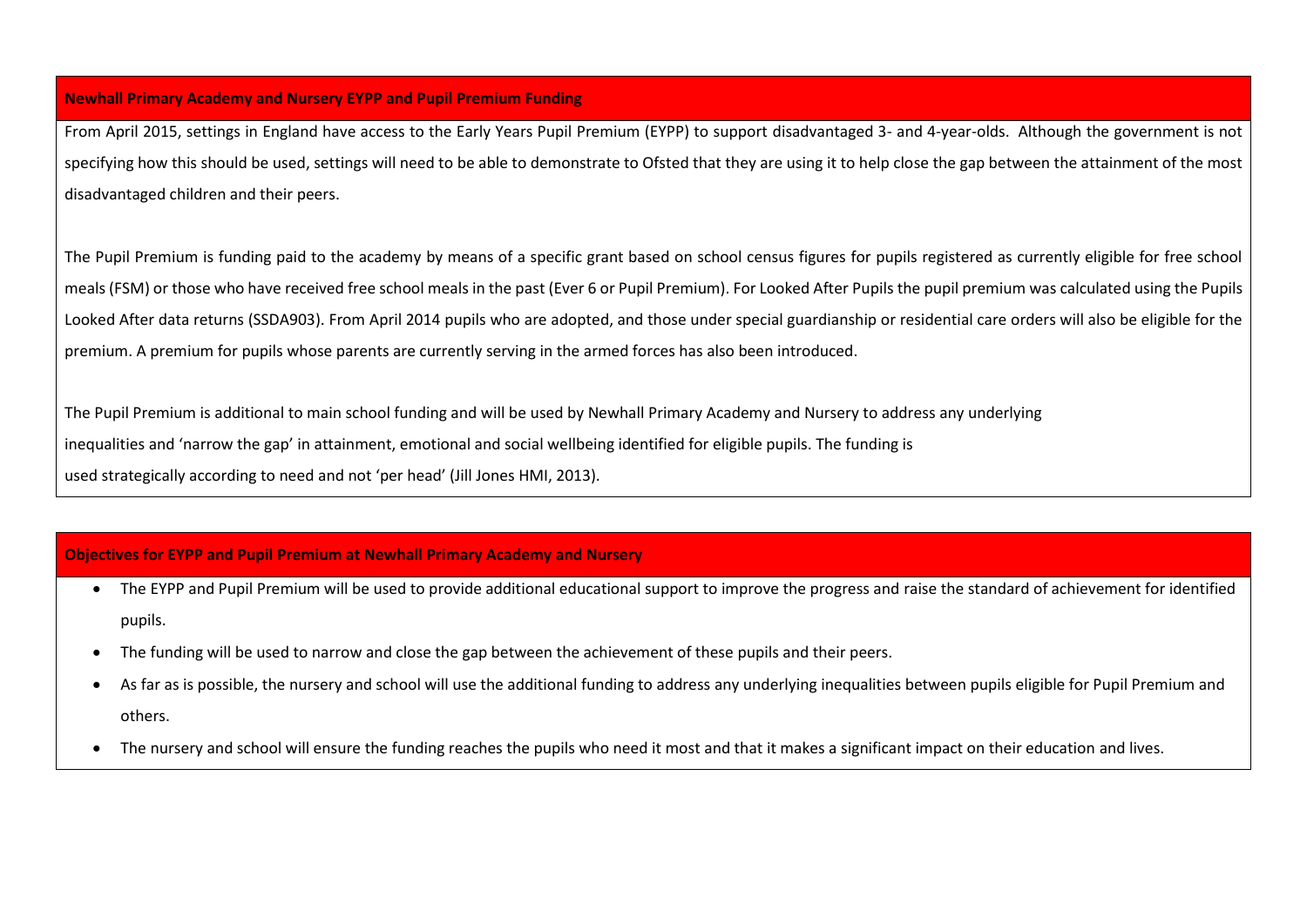## Newhall Primary Academy and Nursery EYPP and Pupil Premium Funding

From April 2015, settings in England have access to the Early Years Pupil Premium (EYPP) to support disadvantaged 3- and 4-year-olds. Although the government is not specifying how this should be used, settings will need to be able to demonstrate to Ofsted that they are using it to help close the gap between the attainment of the most disadvantaged children and their peers.

The Pupil Premium is funding paid to the academy by means of a specific grant based on school census figures for pupils registered as currently eligible for free school meals (FSM) or those who have received free school meals in the past (Ever 6 or Pupil Premium). For Looked After Pupils the pupil premium was calculated using the Pupils Looked After data returns (SSDA903). From April 2014 pupils who are adopted, and those under special guardianship or residential care orders will also be eligible for the premium. A premium for pupils whose parents are currently serving in the armed forces has also been introduced.

The Pupil Premium is additional to main school funding and will be used by Newhall Primary Academy and Nursery to address any underlying inequalities and 'narrow the gap' in attainment, emotional and social wellbeing identified for eligible pupils. The funding is used strategically according to need and not 'per head' (Jill Jones HMI, 2013).

## Objectives for EYPP and Pupil Premium at Newhall Primary Academy and Nursery

- The EYPP and Pupil Premium will be used to provide additional educational support to improve the progress and raise the standard of achievement for identified pupils.
- The funding will be used to narrow and close the gap between the achievement of these pupils and their peers.
- As far as is possible, the nursery and school will use the additional funding to address any underlying inequalities between pupils eligible for Pupil Premium and others.
- The nursery and school will ensure the funding reaches the pupils who need it most and that it makes a significant impact on their education and lives.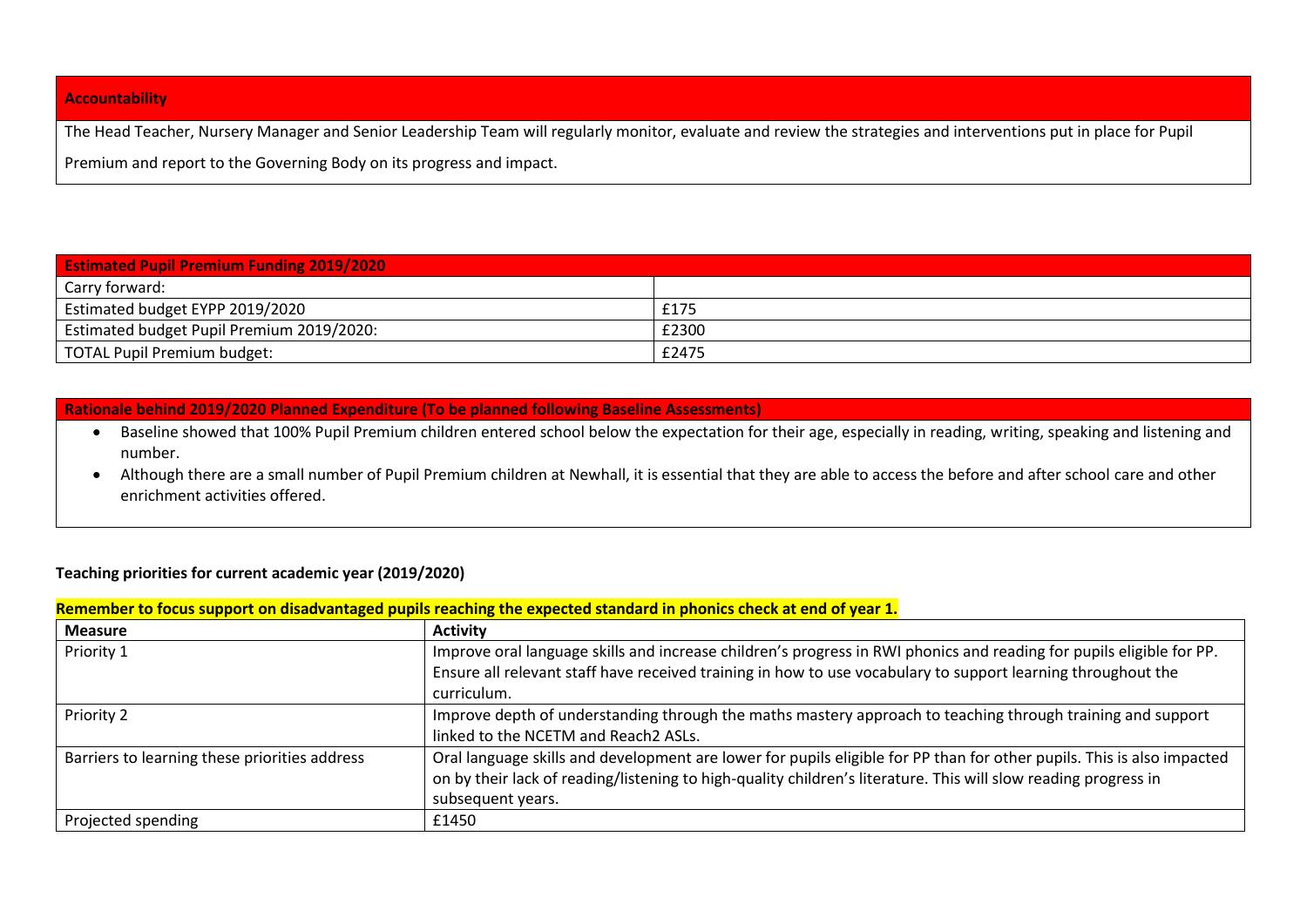| Accountability |
| --- |
| The Head Teacher, Nursery Manager and Senior Leadership Team will regularly monitor, evaluate and review the strategies and interventions put in place for Pupil Premium and report to the Governing Body on its progress and impact. |

| Estimated Pupil Premium Funding 2019/2020 | |
| --- | --- |
| Carry forward: | |
| Estimated budget EYPP 2019/2020 | £175 |
| Estimated budget Pupil Premium 2019/2020: | £2300 |
| TOTAL Pupil Premium budget: | £2475 |

| Rationale behind 2019/2020 Planned Expenditure (To be planned following Baseline Assessments) |
| --- |
| • Baseline showed that 100% Pupil Premium children entered school below the expectation for their age, especially in reading, writing, speaking and listening and number.<br>• Although there are a small number of Pupil Premium children at Newhall, it is essential that they are able to access the before and after school care and other enrichment activities offered. |

**Teaching priorities for current academic year (2019/2020)**

**Remember to focus support on disadvantaged pupils reaching the expected standard in phonics check at end of year 1.**

| Measure | Activity |
| --- | --- |
| Priority 1 | Improve oral language skills and increase children's progress in RWI phonics and reading for pupils eligible for PP. Ensure all relevant staff have received training in how to use vocabulary to support learning throughout the curriculum. |
| Priority 2 | Improve depth of understanding through the maths mastery approach to teaching through training and support linked to the NCETM and Reach2 ASLs. |
| Barriers to learning these priorities address | Oral language skills and development are lower for pupils eligible for PP than for other pupils. This is also impacted on by their lack of reading/listening to high-quality children's literature. This will slow reading progress in subsequent years. |
| Projected spending | £1450 |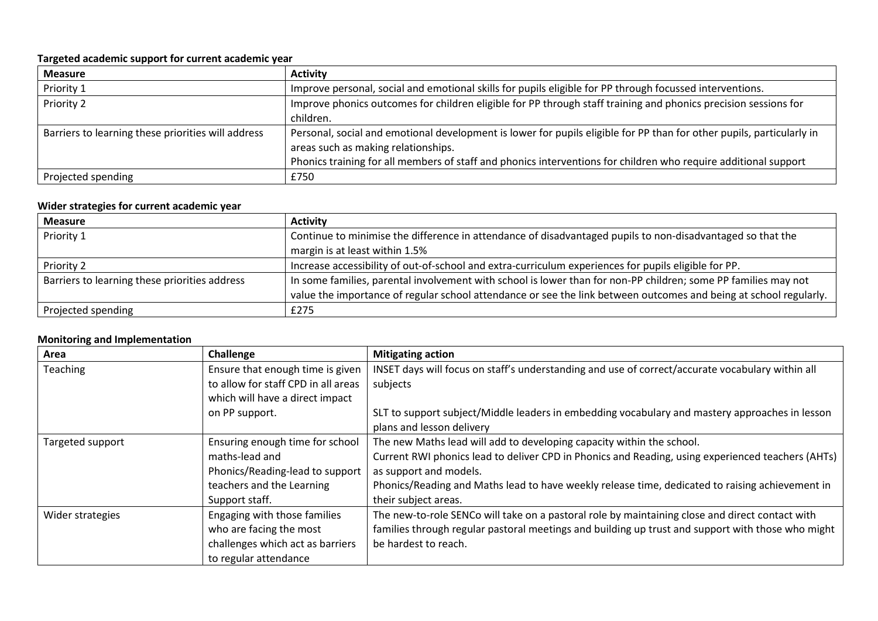**Targeted academic support for current academic year**

| Measure | Activity |
|---|---|
| Priority 1 | Improve personal, social and emotional skills for pupils eligible for PP through focussed interventions. |
| Priority 2 | Improve phonics outcomes for children eligible for PP through staff training and phonics precision sessions for children. |
| Barriers to learning these priorities will address | Personal, social and emotional development is lower for pupils eligible for PP than for other pupils, particularly in areas such as making relationships.<br>Phonics training for all members of staff and phonics interventions for children who require additional support |
| Projected spending | £750 |

**Wider strategies for current academic year**

| Measure | Activity |
|---|---|
| Priority 1 | Continue to minimise the difference in attendance of disadvantaged pupils to non-disadvantaged so that the margin is at least within 1.5% |
| Priority 2 | Increase accessibility of out-of-school and extra-curriculum experiences for pupils eligible for PP. |
| Barriers to learning these priorities address | In some families, parental involvement with school is lower than for non-PP children; some PP families may not value the importance of regular school attendance or see the link between outcomes and being at school regularly. |
| Projected spending | £275 |

**Monitoring and Implementation**

| Area | Challenge | Mitigating action |
|---|---|---|
| Teaching | Ensure that enough time is given to allow for staff CPD in all areas which will have a direct impact on PP support. | INSET days will focus on staff's understanding and use of correct/accurate vocabulary within all subjects<br><br>SLT to support subject/Middle leaders in embedding vocabulary and mastery approaches in lesson plans and lesson delivery |
| Targeted support | Ensuring enough time for school maths-lead and Phonics/Reading-lead to support teachers and the Learning Support staff. | The new Maths lead will add to developing capacity within the school.<br>Current RWI phonics lead to deliver CPD in Phonics and Reading, using experienced teachers (AHTs) as support and models.<br>Phonics/Reading and Maths lead to have weekly release time, dedicated to raising achievement in their subject areas. |
| Wider strategies | Engaging with those families who are facing the most challenges which act as barriers to regular attendance | The new-to-role SENCo will take on a pastoral role by maintaining close and direct contact with families through regular pastoral meetings and building up trust and support with those who might be hardest to reach. |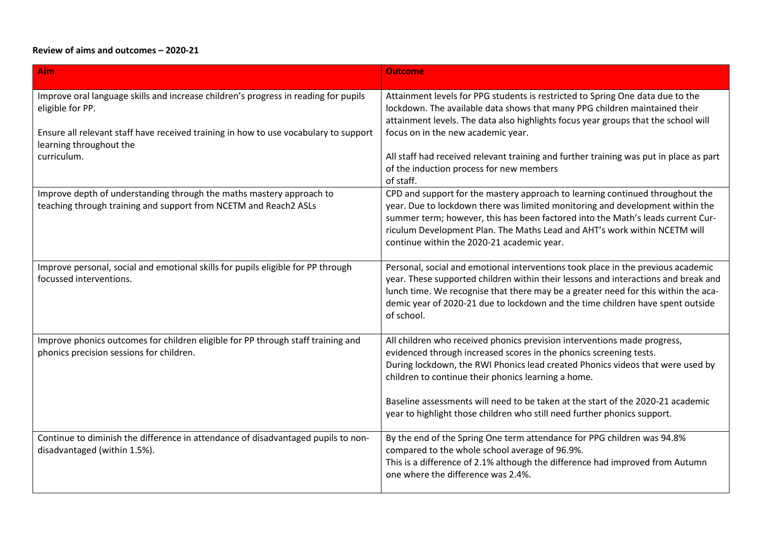**Review of aims and outcomes – 2020-21**

| Aim | Outcome |
|---|---|
| Improve oral language skills and increase children's progress in reading for pupils eligible for PP.<br><br>Ensure all relevant staff have received training in how to use vocabulary to support learning throughout the curriculum. | Attainment levels for PPG students is restricted to Spring One data due to the lockdown. The available data shows that many PPG children maintained their attainment levels. The data also highlights focus year groups that the school will focus on in the new academic year.<br><br>All staff had received relevant training and further training was put in place as part of the induction process for new members of staff. |
| Improve depth of understanding through the maths mastery approach to teaching through training and support from NCETM and Reach2 ASLs | CPD and support for the mastery approach to learning continued throughout the year. Due to lockdown there was limited monitoring and development within the summer term; however, this has been factored into the Math's leads current Curriculum Development Plan. The Maths Lead and AHT's work within NCETM will continue within the 2020-21 academic year. |
| Improve personal, social and emotional skills for pupils eligible for PP through focussed interventions. | Personal, social and emotional interventions took place in the previous academic year. These supported children within their lessons and interactions and break and lunch time. We recognise that there may be a greater need for this within the academic year of 2020-21 due to lockdown and the time children have spent outside of school. |
| Improve phonics outcomes for children eligible for PP through staff training and phonics precision sessions for children. | All children who received phonics prevision interventions made progress, evidenced through increased scores in the phonics screening tests.<br>During lockdown, the RWI Phonics lead created Phonics videos that were used by children to continue their phonics learning a home.<br><br>Baseline assessments will need to be taken at the start of the 2020-21 academic year to highlight those children who still need further phonics support. |
| Continue to diminish the difference in attendance of disadvantaged pupils to non-disadvantaged (within 1.5%). | By the end of the Spring One term attendance for PPG children was 94.8% compared to the whole school average of 96.9%.<br>This is a difference of 2.1% although the difference had improved from Autumn one where the difference was 2.4%. |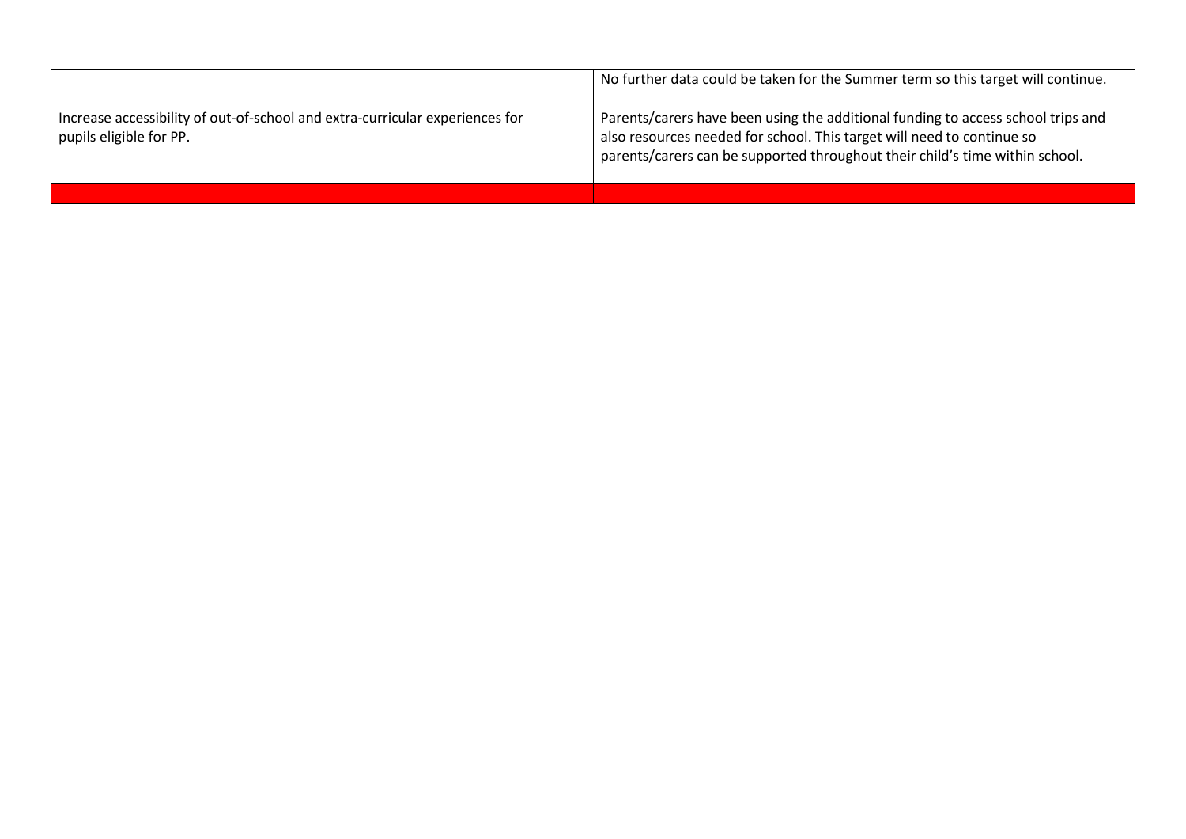| | |
|---|---|
| | No further data could be taken for the Summer term so this target will continue. |
| Increase accessibility of out-of-school and extra-curricular experiences for pupils eligible for PP. | Parents/carers have been using the additional funding to access school trips and also resources needed for school. This target will need to continue so parents/carers can be supported throughout their child's time within school. |
| | |